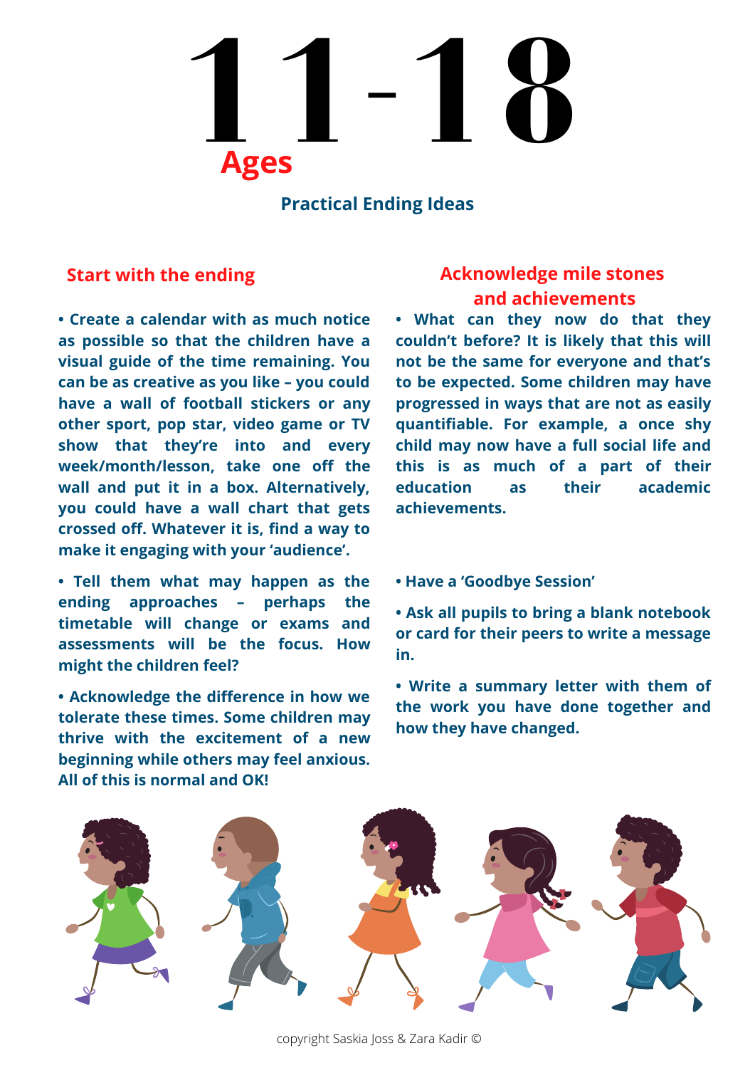# 11-18

## Ages

### Practical Ending Ideas

## Start with the ending

- **Create a calendar with as much notice as possible so that the children have a visual guide of the time remaining. You can be as creative as you like – you could have a wall of football stickers or any other sport, pop star, video game or TV show that they're into and every week/month/lesson, take one off the wall and put it in a box. Alternatively, you could have a wall chart that gets crossed off. Whatever it is, find a way to make it engaging with your 'audience'.**
- **Tell them what may happen as the ending approaches – perhaps the timetable will change or exams and assessments will be the focus. How might the children feel?**
- **Acknowledge the difference in how we tolerate these times. Some children may thrive with the excitement of a new beginning while others may feel anxious. All of this is normal and OK!**

## Acknowledge mile stones and achievements

- **What can they now do that they couldn't before? It is likely that this will not be the same for everyone and that's to be expected. Some children may have progressed in ways that are not as easily quantifiable. For example, a once shy child may now have a full social life and this is as much of a part of their education as their academic achievements.**
- **Have a 'Goodbye Session'**
- **Ask all pupils to bring a blank notebook or card for their peers to write a message in.**
- **Write a summary letter with them of the work you have done together and how they have changed.**

copyright Saskia Joss & Zara Kadir ©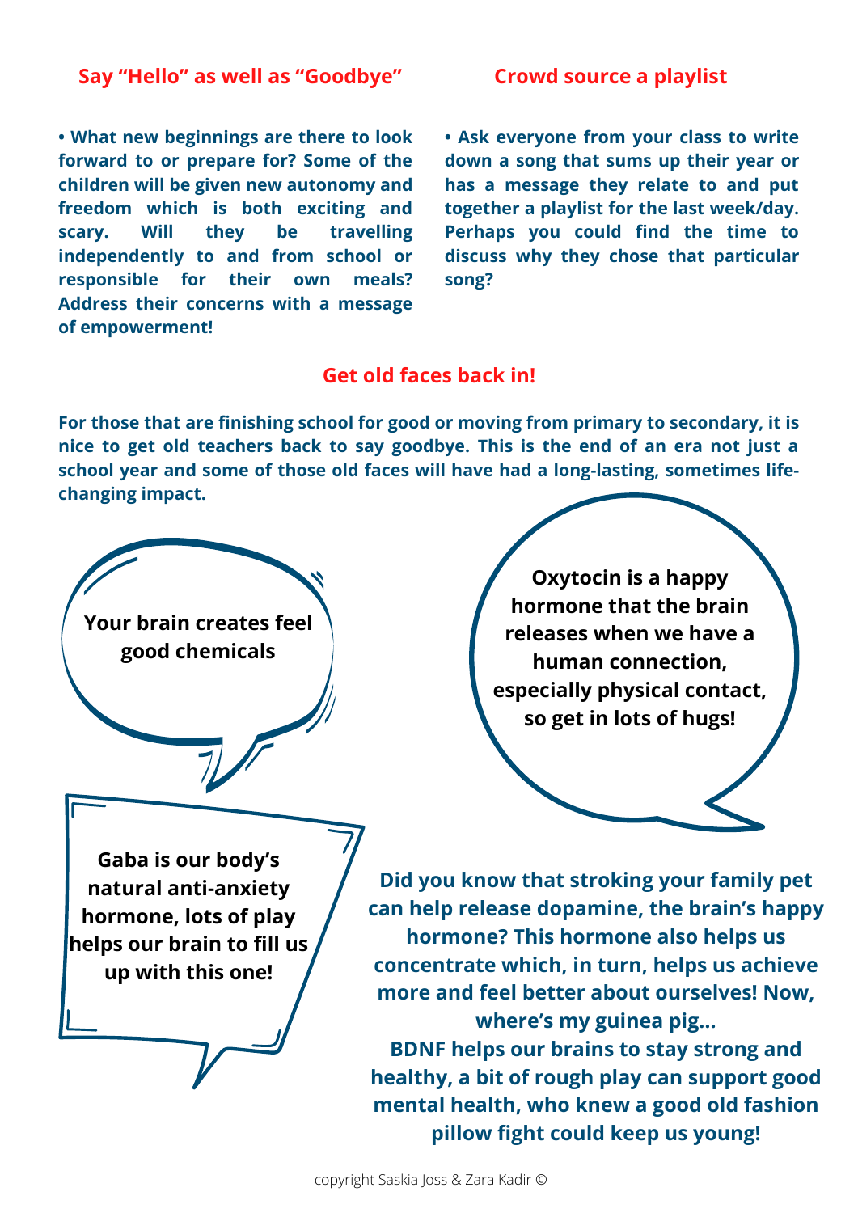## Say "Hello" as well as "Goodbye"

- What new beginnings are there to look forward to or prepare for? Some of the children will be given new autonomy and freedom which is both exciting and scary. Will they be travelling independently to and from school or responsible for their own meals? Address their concerns with a message of empowerment!

## Crowd source a playlist

- Ask everyone from your class to write down a song that sums up their year or has a message they relate to and put together a playlist for the last week/day. Perhaps you could find the time to discuss why they chose that particular song?

## Get old faces back in!

For those that are finishing school for good or moving from primary to secondary, it is nice to get old teachers back to say goodbye. This is the end of an era not just a school year and some of those old faces will have had a long-lasting, sometimes life-changing impact.

**Your brain creates feel good chemicals**

**Oxytocin is a happy hormone that the brain releases when we have a human connection, especially physical contact, so get in lots of hugs!**

**Gaba is our body's natural anti-anxiety hormone, lots of play helps our brain to fill us up with this one!**

**Did you know that stroking your family pet can help release dopamine, the brain's happy hormone? This hormone also helps us concentrate which, in turn, helps us achieve more and feel better about ourselves! Now, where's my guinea pig...**

**BDNF helps our brains to stay strong and healthy, a bit of rough play can support good mental health, who knew a good old fashion pillow fight could keep us young!**

copyright Saskia Joss & Zara Kadir ©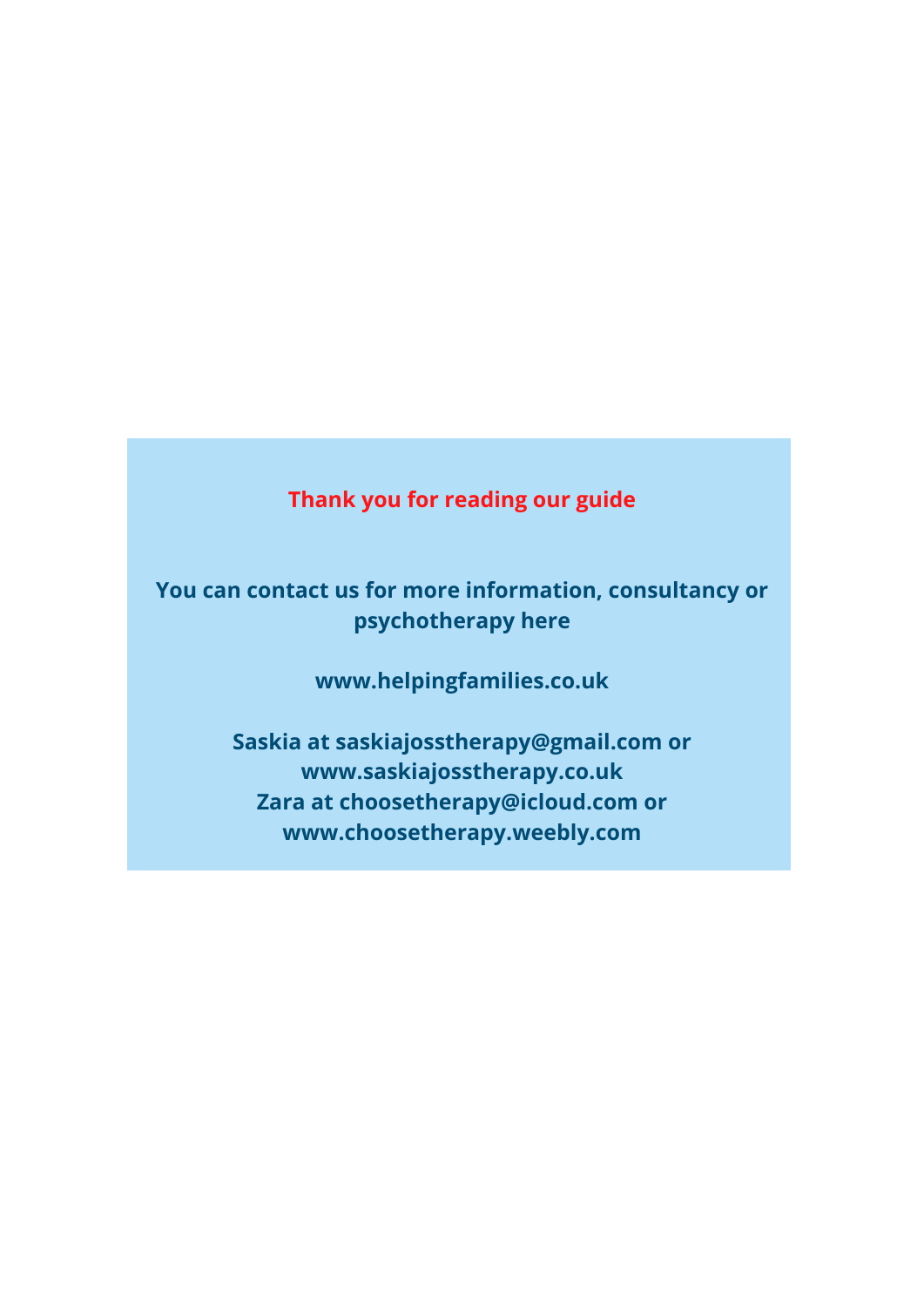**Thank you for reading our guide**

**You can contact us for more information, consultancy or psychotherapy here**

**www.helpingfamilies.co.uk**

**Saskia at saskiajosstherapy@gmail.com or www.saskiajosstherapy.co.uk**
**Zara at choosetherapy@icloud.com or www.choosetherapy.weebly.com**